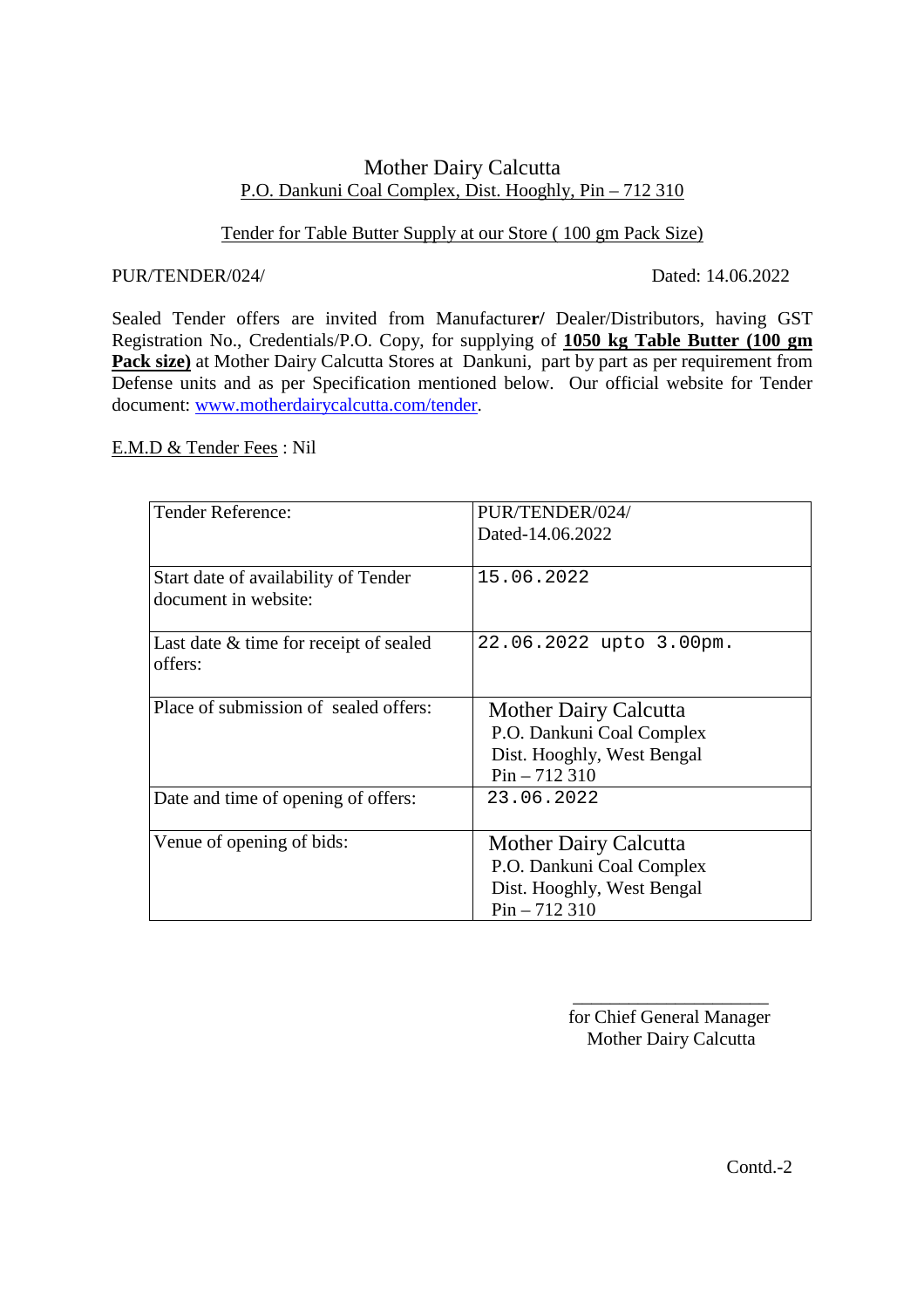# Mother Dairy Calcutta

P.O. Dankuni Coal Complex, Dist. Hooghly, Pin – 712 310

## Tender for Table Butter Supply at our Store ( 100 gm Pack Size)

PUR/TENDER/024/ Dated: 14.06.2022

Sealed Tender offers are invited from Manufacturer/ Dealer/Distributors, having GST Registration No., Credentials/P.O. Copy, for supplying of **1050 kg Table Butter (100 gm Pack size)** at Mother Dairy Calcutta Stores at Dankuni, part by part as per requirement from Defense units and as per Specification mentioned below. Our official website for Tender document: www.motherdairycalcutta.com/tender.

E.M.D & Tender Fees : Nil

| Tender Reference: | PUR/TENDER/024/ Dated-14.06.2022 |
|---|---|
| Start date of availability of Tender document in website: | 15.06.2022 |
| Last date & time for receipt of sealed offers: | 22.06.2022 upto 3.00pm. |
| Place of submission of sealed offers: | Mother Dairy Calcutta P.O. Dankuni Coal Complex Dist. Hooghly, West Bengal Pin – 712 310 |
| Date and time of opening of offers: | 23.06.2022 |
| Venue of opening of bids: | Mother Dairy Calcutta P.O. Dankuni Coal Complex Dist. Hooghly, West Bengal Pin – 712 310 |

\_\_\_\_\_\_\_\_\_\_\_\_\_\_\_\_\_\_\_\_\_\_

for Chief General Manager
Mother Dairy Calcutta

Contd.-2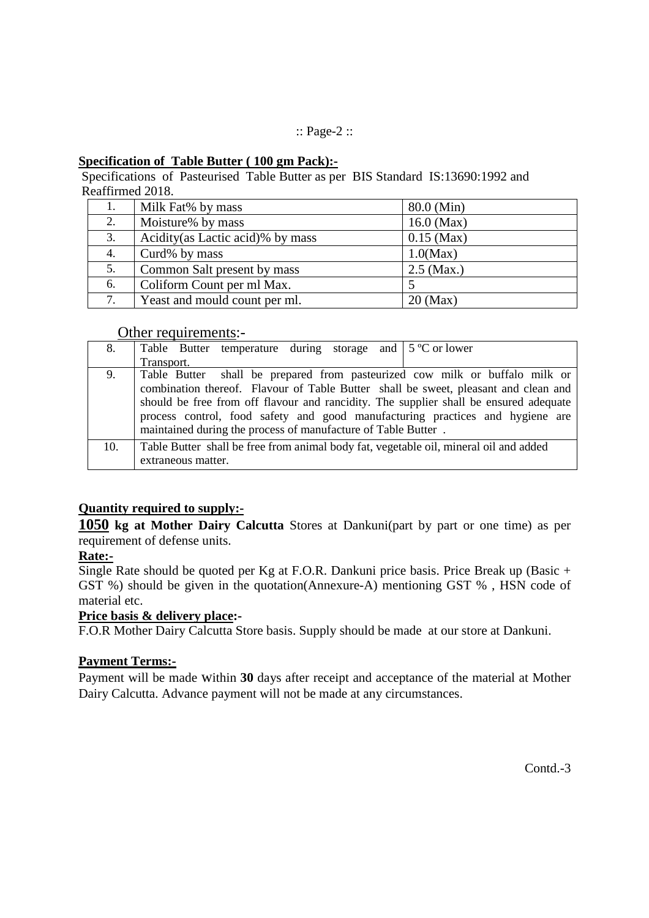**Specification of Table Butter ( 100 gm Pack):-**

Specifications of Pasteurised Table Butter as per BIS Standard IS:13690:1992 and Reaffirmed 2018.

| | | |
|---|---|---|
| 1. | Milk Fat% by mass | 80.0 (Min) |
| 2. | Moisture% by mass | 16.0 (Max) |
| 3. | Acidity(as Lactic acid)% by mass | 0.15 (Max) |
| 4. | Curd% by mass | 1.0(Max) |
| 5. | Common Salt present by mass | 2.5 (Max.) |
| 6. | Coliform Count per ml Max. | 5 |
| 7. | Yeast and mould count per ml. | 20 (Max) |

Other requirements:-

| | | |
|---|---|---|
| 8. | Table Butter temperature during storage and Transport. | 5 ºC or lower |
| 9. | Table Butter shall be prepared from pasteurized cow milk or buffalo milk or combination thereof. Flavour of Table Butter shall be sweet, pleasant and clean and should be free from off flavour and rancidity. The supplier shall be ensured adequate process control, food safety and good manufacturing practices and hygiene are maintained during the process of manufacture of Table Butter . | |
| 10. | Table Butter shall be free from animal body fat, vegetable oil, mineral oil and added extraneous matter. | |

**Quantity required to supply:-**

**1050 kg at Mother Dairy Calcutta** Stores at Dankuni(part by part or one time) as per requirement of defense units.

**Rate:-**

Single Rate should be quoted per Kg at F.O.R. Dankuni price basis. Price Break up (Basic + GST %) should be given in the quotation(Annexure-A) mentioning GST % , HSN code of material etc.

**Price basis & delivery place:-**

F.O.R Mother Dairy Calcutta Store basis. Supply should be made at our store at Dankuni.

**Payment Terms:-**

Payment will be made within **30** days after receipt and acceptance of the material at Mother Dairy Calcutta. Advance payment will not be made at any circumstances.

Contd.-3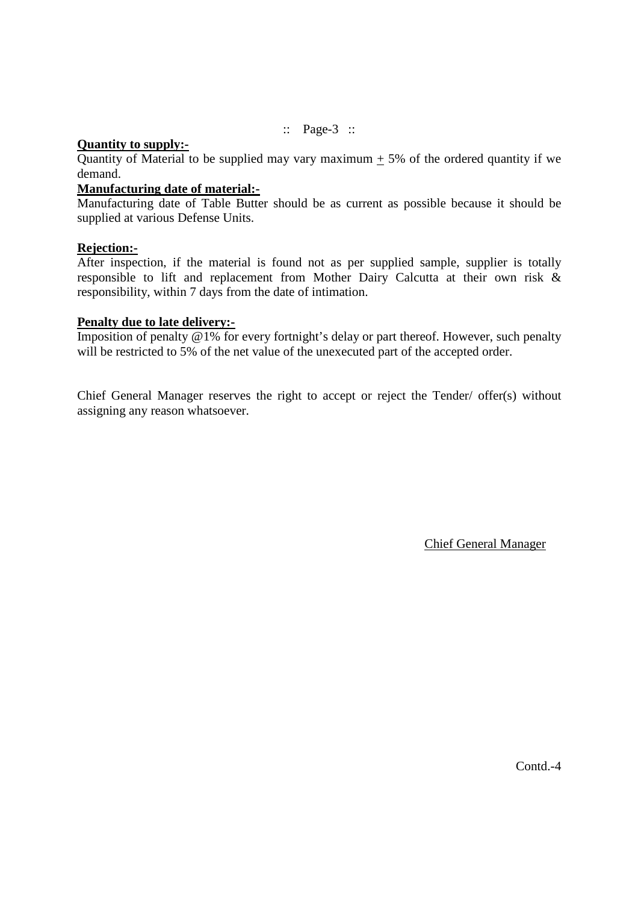**Quantity to supply:-**

Quantity of Material to be supplied may vary maximum ± 5% of the ordered quantity if we demand.

**Manufacturing date of material:-**

Manufacturing date of Table Butter should be as current as possible because it should be supplied at various Defense Units.

**Rejection:-**

After inspection, if the material is found not as per supplied sample, supplier is totally responsible to lift and replacement from Mother Dairy Calcutta at their own risk & responsibility, within 7 days from the date of intimation.

**Penalty due to late delivery:-**

Imposition of penalty @1% for every fortnight's delay or part thereof. However, such penalty will be restricted to 5% of the net value of the unexecuted part of the accepted order.

Chief General Manager reserves the right to accept or reject the Tender/ offer(s) without assigning any reason whatsoever.

Chief General Manager

Contd.-4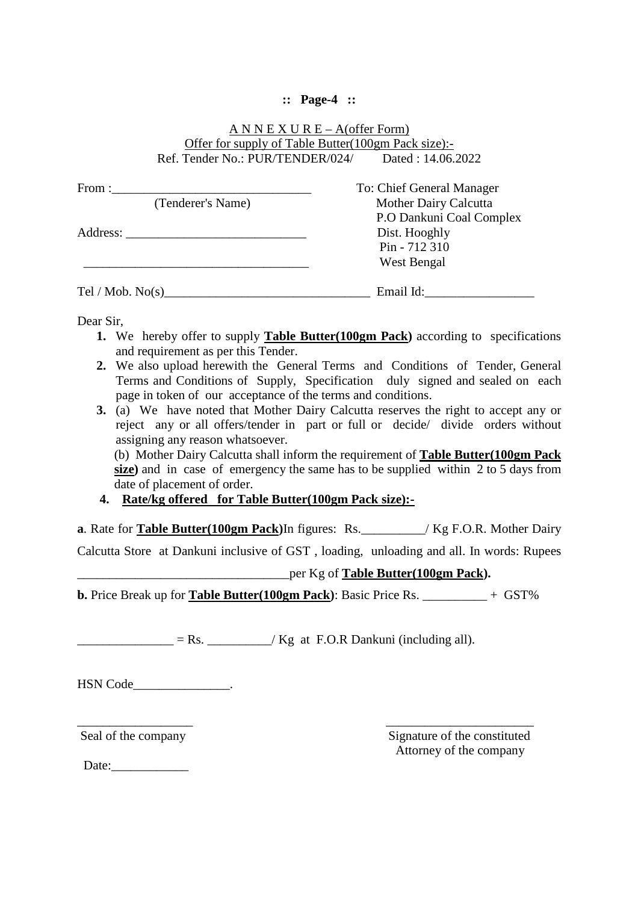:: **Page-4** ::

A N N E X U R E – A(offer Form)

Offer for supply of Table Butter(100gm Pack size):-

Ref. Tender No.: PUR/TENDER/024/ Dated : 14.06.2022

From :________________________________
(Tenderer's Name)

Address: ____________________________

____________________________________

To: Chief General Manager
Mother Dairy Calcutta
P.O Dankuni Coal Complex
Dist. Hooghly
Pin - 712 310
West Bengal

Tel / Mob. No(s)________________________________ Email Id:_________________

Dear Sir,

1. We hereby offer to supply **Table Butter(100gm Pack)** according to specifications and requirement as per this Tender.
2. We also upload herewith the General Terms and Conditions of Tender, General Terms and Conditions of Supply, Specification duly signed and sealed on each page in token of our acceptance of the terms and conditions.
3. (a) We have noted that Mother Dairy Calcutta reserves the right to accept any or reject any or all offers/tender in part or full or decide/ divide orders without assigning any reason whatsoever.

   (b) Mother Dairy Calcutta shall inform the requirement of **Table Butter(100gm Pack size)** and in case of emergency the same has to be supplied within 2 to 5 days from date of placement of order.
4. **Rate/kg offered for Table Butter(100gm Pack size):-**

**a**. Rate for **Table Butter(100gm Pack)**In figures: Rs.__________/ Kg F.O.R. Mother Dairy Calcutta Store at Dankuni inclusive of GST , loading, unloading and all. In words: Rupees _________________________________per Kg of **Table Butter(100gm Pack).**

**b.** Price Break up for **Table Butter(100gm Pack)**: Basic Price Rs. __________ + GST%

_______________ = Rs. __________/ Kg at F.O.R Dankuni (including all).

HSN Code_______________.

__________________
Seal of the company

Date:____________

_______________________
Signature of the constituted Attorney of the company